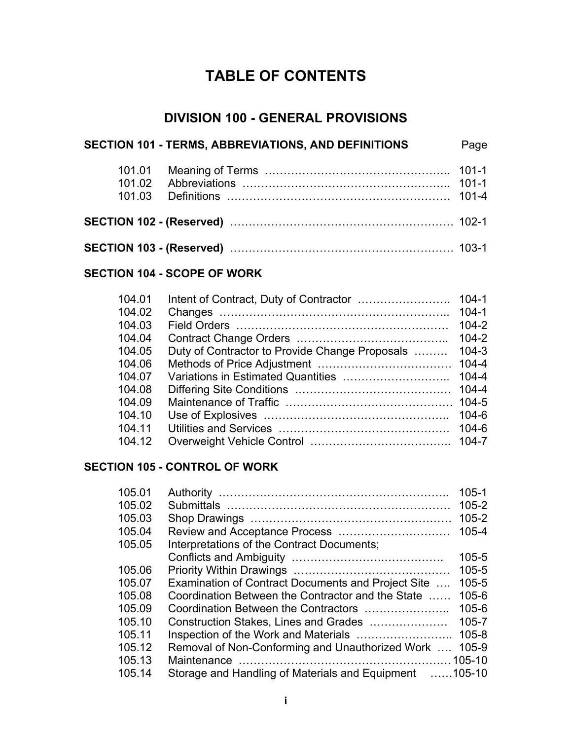# TABLE OF CONTENTS

## DIVISION 100 - GENERAL PROVISIONS

### SECTION 101 - TERMS, ABBREVIATIONS, AND DEFINITIONS

| | | Page |
|---|---|---|
| 101.01 | Meaning of Terms | 101-1 |
| 101.02 | Abbreviations | 101-1 |
| 101.03 | Definitions | 101-4 |

### SECTION 102 - (Reserved) ........ 102-1

### SECTION 103 - (Reserved) ........ 103-1

### SECTION 104 - SCOPE OF WORK

| | | |
|---|---|---|
| 104.01 | Intent of Contract, Duty of Contractor | 104-1 |
| 104.02 | Changes | 104-1 |
| 104.03 | Field Orders | 104-2 |
| 104.04 | Contract Change Orders | 104-2 |
| 104.05 | Duty of Contractor to Provide Change Proposals | 104-3 |
| 104.06 | Methods of Price Adjustment | 104-4 |
| 104.07 | Variations in Estimated Quantities | 104-4 |
| 104.08 | Differing Site Conditions | 104-4 |
| 104.09 | Maintenance of Traffic | 104-5 |
| 104.10 | Use of Explosives | 104-6 |
| 104.11 | Utilities and Services | 104-6 |
| 104.12 | Overweight Vehicle Control | 104-7 |

### SECTION 105 - CONTROL OF WORK

| | | |
|---|---|---|
| 105.01 | Authority | 105-1 |
| 105.02 | Submittals | 105-2 |
| 105.03 | Shop Drawings | 105-2 |
| 105.04 | Review and Acceptance Process | 105-4 |
| 105.05 | Interpretations of the Contract Documents; Conflicts and Ambiguity | 105-5 |
| 105.06 | Priority Within Drawings | 105-5 |
| 105.07 | Examination of Contract Documents and Project Site | 105-5 |
| 105.08 | Coordination Between the Contractor and the State | 105-6 |
| 105.09 | Coordination Between the Contractors | 105-6 |
| 105.10 | Construction Stakes, Lines and Grades | 105-7 |
| 105.11 | Inspection of the Work and Materials | 105-8 |
| 105.12 | Removal of Non-Conforming and Unauthorized Work | 105-9 |
| 105.13 | Maintenance | 105-10 |
| 105.14 | Storage and Handling of Materials and Equipment | 105-10 |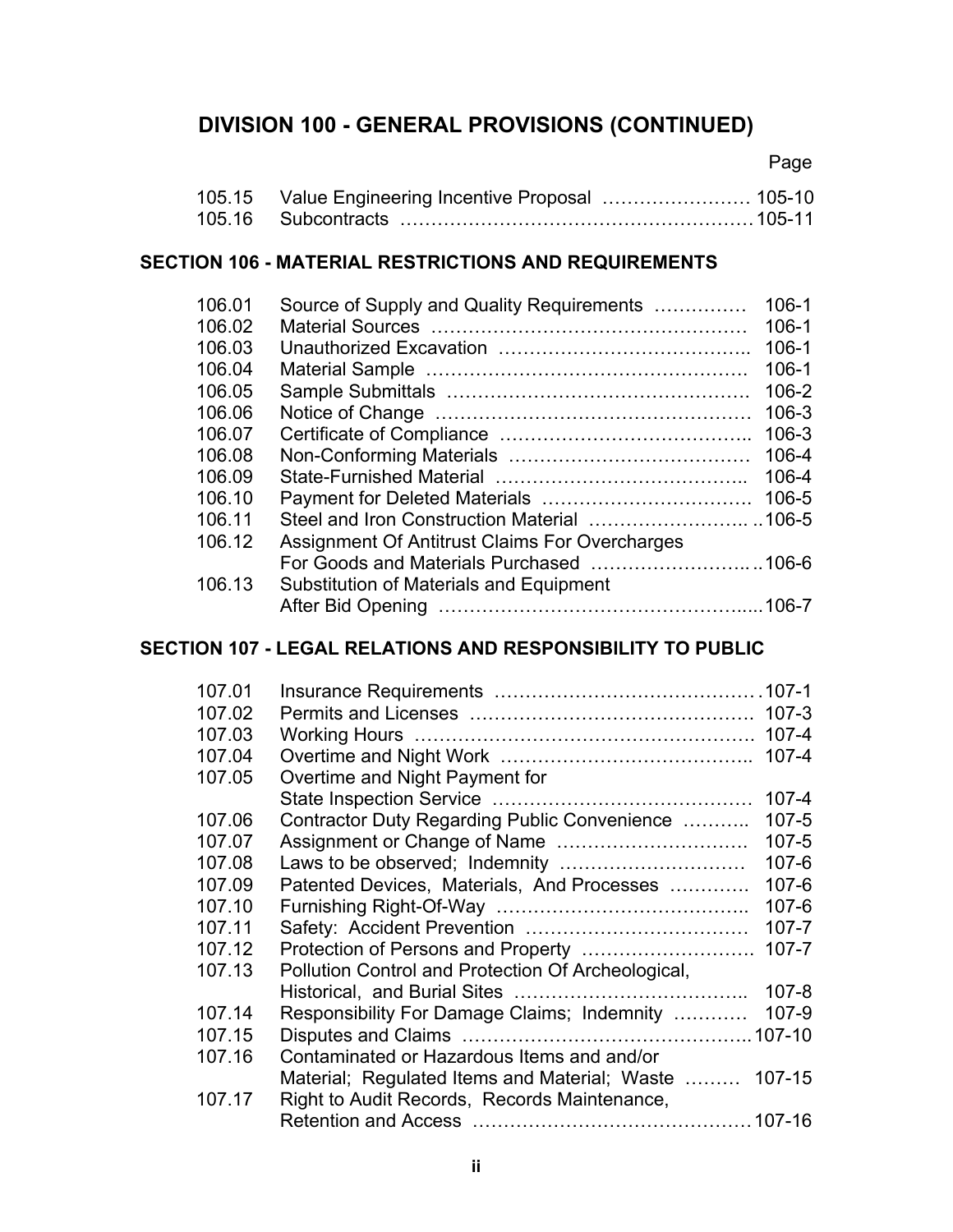# DIVISION 100 - GENERAL PROVISIONS (CONTINUED)

| | | Page |
|---|---|---|
| 105.15 | Value Engineering Incentive Proposal | 105-10 |
| 105.16 | Subcontracts | 105-11 |

## SECTION 106 - MATERIAL RESTRICTIONS AND REQUIREMENTS

| | | |
|---|---|---|
| 106.01 | Source of Supply and Quality Requirements | 106-1 |
| 106.02 | Material Sources | 106-1 |
| 106.03 | Unauthorized Excavation | 106-1 |
| 106.04 | Material Sample | 106-1 |
| 106.05 | Sample Submittals | 106-2 |
| 106.06 | Notice of Change | 106-3 |
| 106.07 | Certificate of Compliance | 106-3 |
| 106.08 | Non-Conforming Materials | 106-4 |
| 106.09 | State-Furnished Material | 106-4 |
| 106.10 | Payment for Deleted Materials | 106-5 |
| 106.11 | Steel and Iron Construction Material | 106-5 |
| 106.12 | Assignment Of Antitrust Claims For Overcharges For Goods and Materials Purchased | 106-6 |
| 106.13 | Substitution of Materials and Equipment After Bid Opening | 106-7 |

## SECTION 107 - LEGAL RELATIONS AND RESPONSIBILITY TO PUBLIC

| | | |
|---|---|---|
| 107.01 | Insurance Requirements | 107-1 |
| 107.02 | Permits and Licenses | 107-3 |
| 107.03 | Working Hours | 107-4 |
| 107.04 | Overtime and Night Work | 107-4 |
| 107.05 | Overtime and Night Payment for State Inspection Service | 107-4 |
| 107.06 | Contractor Duty Regarding Public Convenience | 107-5 |
| 107.07 | Assignment or Change of Name | 107-5 |
| 107.08 | Laws to be observed; Indemnity | 107-6 |
| 107.09 | Patented Devices, Materials, And Processes | 107-6 |
| 107.10 | Furnishing Right-Of-Way | 107-6 |
| 107.11 | Safety: Accident Prevention | 107-7 |
| 107.12 | Protection of Persons and Property | 107-7 |
| 107.13 | Pollution Control and Protection Of Archeological, Historical, and Burial Sites | 107-8 |
| 107.14 | Responsibility For Damage Claims; Indemnity | 107-9 |
| 107.15 | Disputes and Claims | 107-10 |
| 107.16 | Contaminated or Hazardous Items and and/or Material; Regulated Items and Material; Waste | 107-15 |
| 107.17 | Right to Audit Records, Records Maintenance, Retention and Access | 107-16 |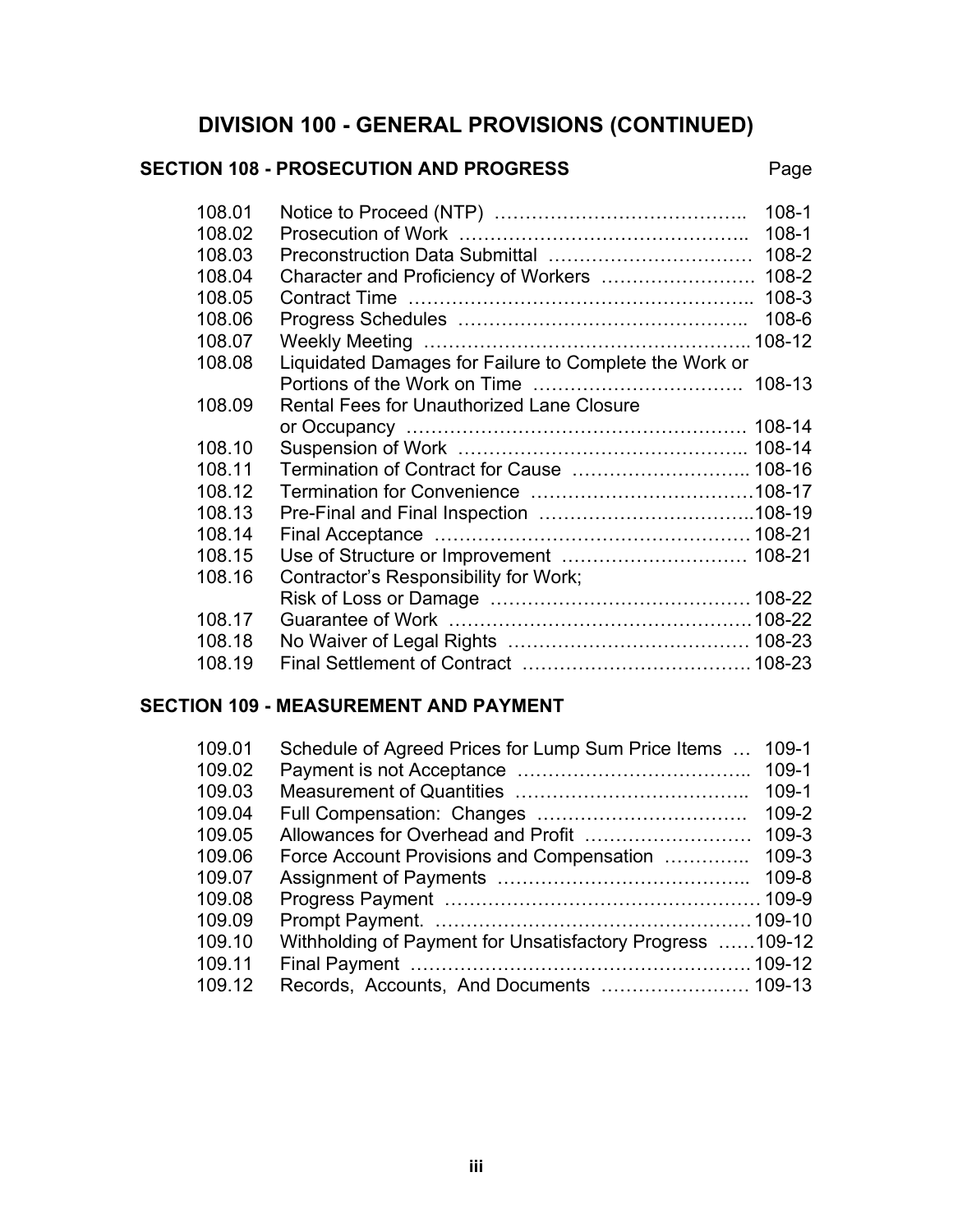# DIVISION 100 - GENERAL PROVISIONS (CONTINUED)

## SECTION 108 - PROSECUTION AND PROGRESS

| | | Page |
|---|---|---|
| 108.01 | Notice to Proceed (NTP) | 108-1 |
| 108.02 | Prosecution of Work | 108-1 |
| 108.03 | Preconstruction Data Submittal | 108-2 |
| 108.04 | Character and Proficiency of Workers | 108-2 |
| 108.05 | Contract Time | 108-3 |
| 108.06 | Progress Schedules | 108-6 |
| 108.07 | Weekly Meeting | 108-12 |
| 108.08 | Liquidated Damages for Failure to Complete the Work or Portions of the Work on Time | 108-13 |
| 108.09 | Rental Fees for Unauthorized Lane Closure or Occupancy | 108-14 |
| 108.10 | Suspension of Work | 108-14 |
| 108.11 | Termination of Contract for Cause | 108-16 |
| 108.12 | Termination for Convenience | 108-17 |
| 108.13 | Pre-Final and Final Inspection | 108-19 |
| 108.14 | Final Acceptance | 108-21 |
| 108.15 | Use of Structure or Improvement | 108-21 |
| 108.16 | Contractor's Responsibility for Work; Risk of Loss or Damage | 108-22 |
| 108.17 | Guarantee of Work | 108-22 |
| 108.18 | No Waiver of Legal Rights | 108-23 |
| 108.19 | Final Settlement of Contract | 108-23 |

## SECTION 109 - MEASUREMENT AND PAYMENT

| | | |
|---|---|---|
| 109.01 | Schedule of Agreed Prices for Lump Sum Price Items | 109-1 |
| 109.02 | Payment is not Acceptance | 109-1 |
| 109.03 | Measurement of Quantities | 109-1 |
| 109.04 | Full Compensation: Changes | 109-2 |
| 109.05 | Allowances for Overhead and Profit | 109-3 |
| 109.06 | Force Account Provisions and Compensation | 109-3 |
| 109.07 | Assignment of Payments | 109-8 |
| 109.08 | Progress Payment | 109-9 |
| 109.09 | Prompt Payment. | 109-10 |
| 109.10 | Withholding of Payment for Unsatisfactory Progress | 109-12 |
| 109.11 | Final Payment | 109-12 |
| 109.12 | Records, Accounts, And Documents | 109-13 |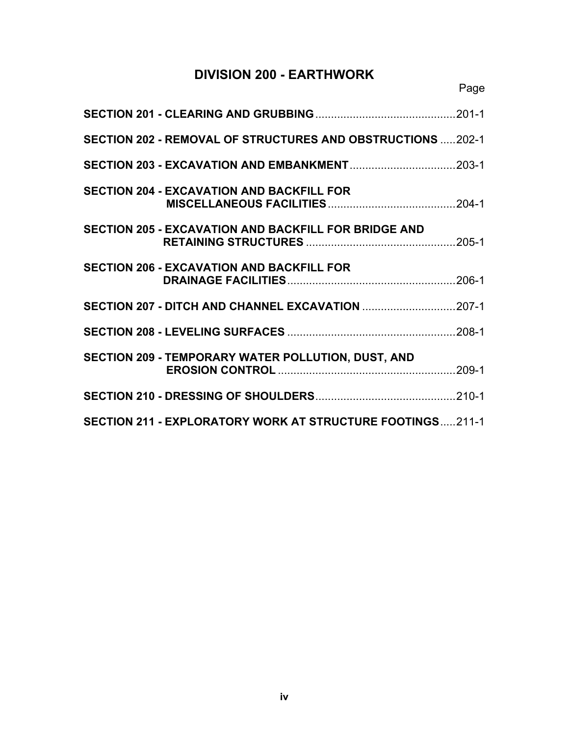# DIVISION 200 - EARTHWORK

| | Page |
|---|---|
| **SECTION 201 - CLEARING AND GRUBBING** | 201-1 |
| **SECTION 202 - REMOVAL OF STRUCTURES AND OBSTRUCTIONS** | 202-1 |
| **SECTION 203 - EXCAVATION AND EMBANKMENT** | 203-1 |
| **SECTION 204 - EXCAVATION AND BACKFILL FOR MISCELLANEOUS FACILITIES** | 204-1 |
| **SECTION 205 - EXCAVATION AND BACKFILL FOR BRIDGE AND RETAINING STRUCTURES** | 205-1 |
| **SECTION 206 - EXCAVATION AND BACKFILL FOR DRAINAGE FACILITIES** | 206-1 |
| **SECTION 207 - DITCH AND CHANNEL EXCAVATION** | 207-1 |
| **SECTION 208 - LEVELING SURFACES** | 208-1 |
| **SECTION 209 - TEMPORARY WATER POLLUTION, DUST, AND EROSION CONTROL** | 209-1 |
| **SECTION 210 - DRESSING OF SHOULDERS** | 210-1 |
| **SECTION 211 - EXPLORATORY WORK AT STRUCTURE FOOTINGS** | 211-1 |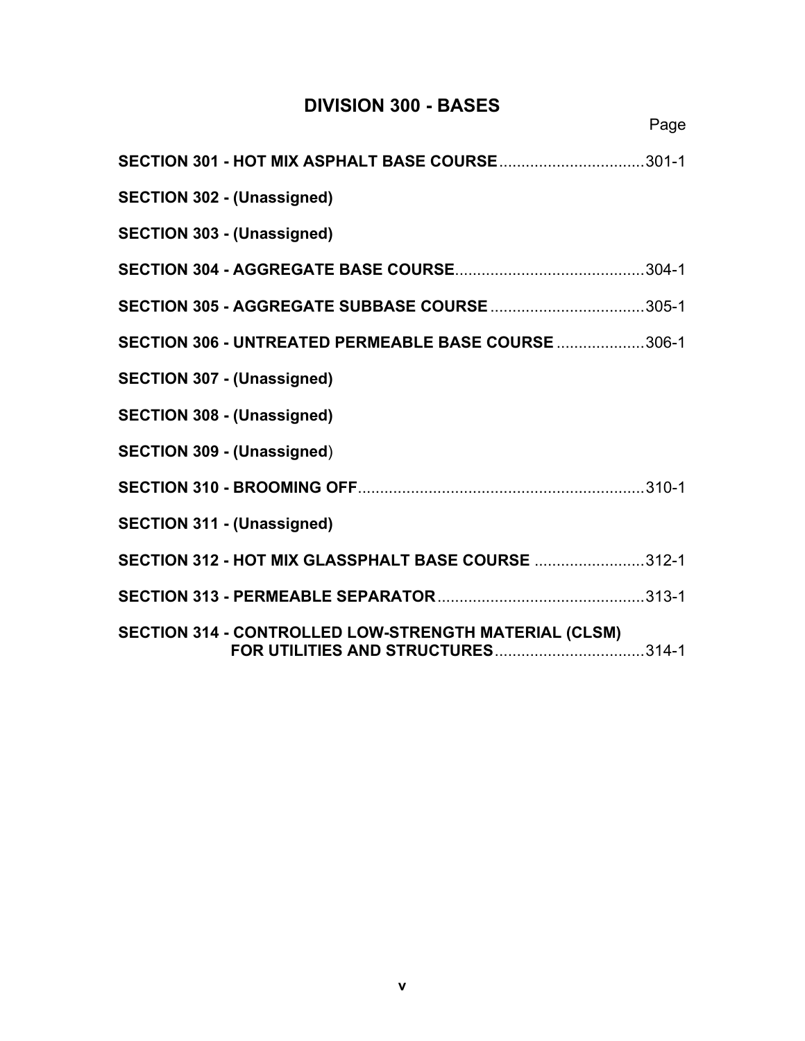# DIVISION 300 - BASES

| | Page |
|---|---|
| **SECTION 301 - HOT MIX ASPHALT BASE COURSE** | 301-1 |
| **SECTION 302 - (Unassigned)** | |
| **SECTION 303 - (Unassigned)** | |
| **SECTION 304 - AGGREGATE BASE COURSE** | 304-1 |
| **SECTION 305 - AGGREGATE SUBBASE COURSE** | 305-1 |
| **SECTION 306 - UNTREATED PERMEABLE BASE COURSE** | 306-1 |
| **SECTION 307 - (Unassigned)** | |
| **SECTION 308 - (Unassigned)** | |
| **SECTION 309 - (Unassigned)** | |
| **SECTION 310 - BROOMING OFF** | 310-1 |
| **SECTION 311 - (Unassigned)** | |
| **SECTION 312 - HOT MIX GLASSPHALT BASE COURSE** | 312-1 |
| **SECTION 313 - PERMEABLE SEPARATOR** | 313-1 |
| **SECTION 314 - CONTROLLED LOW-STRENGTH MATERIAL (CLSM) FOR UTILITIES AND STRUCTURES** | 314-1 |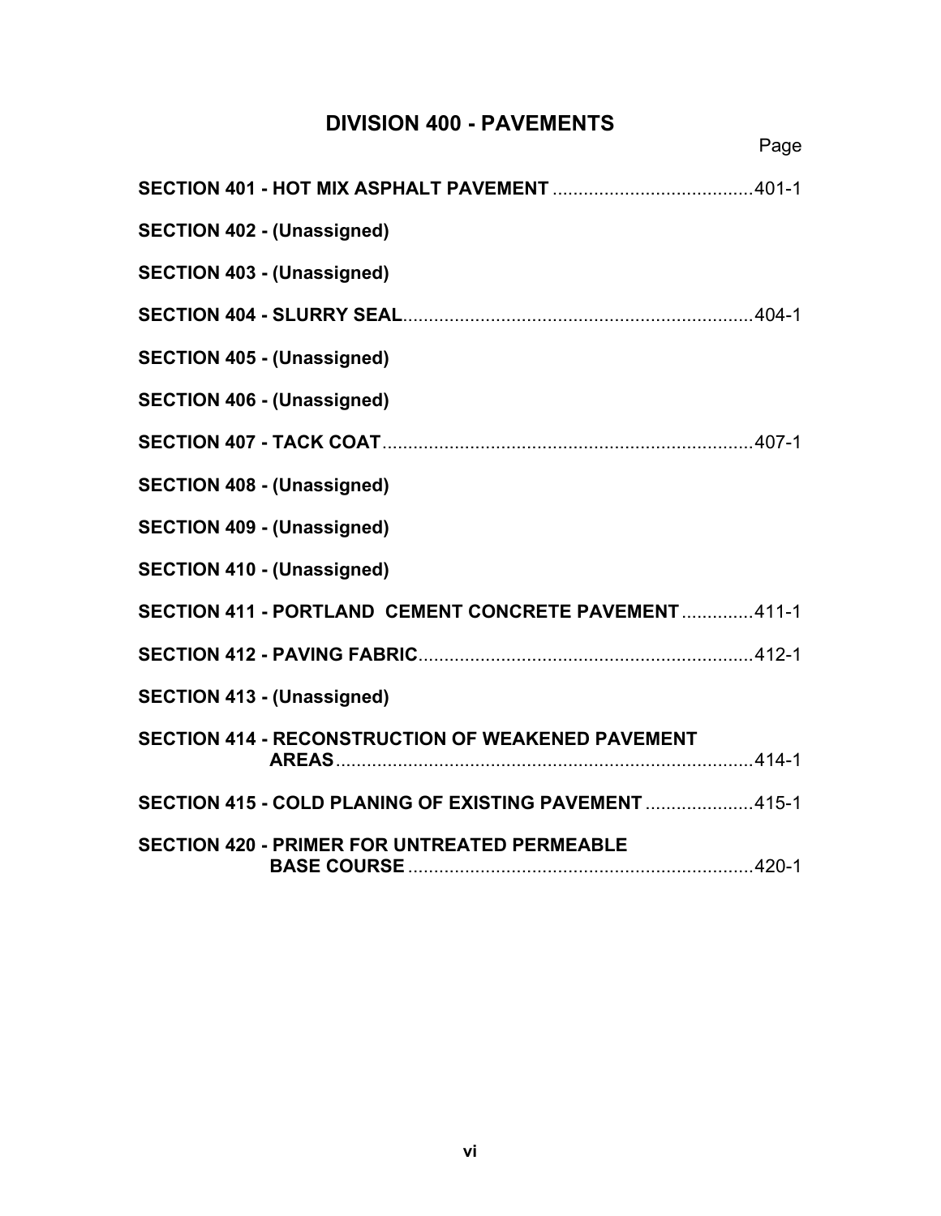# DIVISION 400 - PAVEMENTS

| | Page |
|---|---|
| **SECTION 401 - HOT MIX ASPHALT PAVEMENT** | 401-1 |
| **SECTION 402 - (Unassigned)** | |
| **SECTION 403 - (Unassigned)** | |
| **SECTION 404 - SLURRY SEAL** | 404-1 |
| **SECTION 405 - (Unassigned)** | |
| **SECTION 406 - (Unassigned)** | |
| **SECTION 407 - TACK COAT** | 407-1 |
| **SECTION 408 - (Unassigned)** | |
| **SECTION 409 - (Unassigned)** | |
| **SECTION 410 - (Unassigned)** | |
| **SECTION 411 - PORTLAND CEMENT CONCRETE PAVEMENT** | 411-1 |
| **SECTION 412 - PAVING FABRIC** | 412-1 |
| **SECTION 413 - (Unassigned)** | |
| **SECTION 414 - RECONSTRUCTION OF WEAKENED PAVEMENT AREAS** | 414-1 |
| **SECTION 415 - COLD PLANING OF EXISTING PAVEMENT** | 415-1 |
| **SECTION 420 - PRIMER FOR UNTREATED PERMEABLE BASE COURSE** | 420-1 |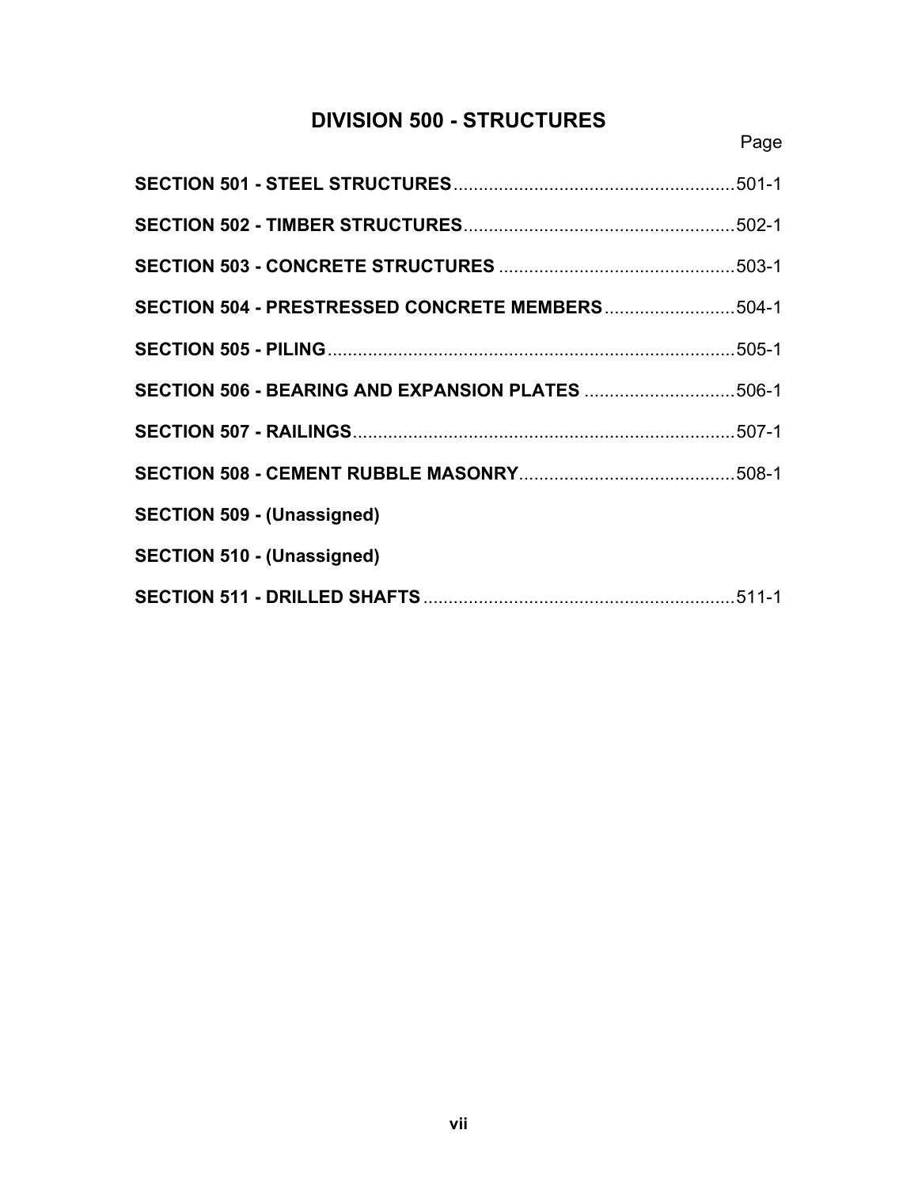# DIVISION 500 - STRUCTURES

| | Page |
|---|---|
| **SECTION 501 - STEEL STRUCTURES** | 501-1 |
| **SECTION 502 - TIMBER STRUCTURES** | 502-1 |
| **SECTION 503 - CONCRETE STRUCTURES** | 503-1 |
| **SECTION 504 - PRESTRESSED CONCRETE MEMBERS** | 504-1 |
| **SECTION 505 - PILING** | 505-1 |
| **SECTION 506 - BEARING AND EXPANSION PLATES** | 506-1 |
| **SECTION 507 - RAILINGS** | 507-1 |
| **SECTION 508 - CEMENT RUBBLE MASONRY** | 508-1 |
| **SECTION 509 - (Unassigned)** | |
| **SECTION 510 - (Unassigned)** | |
| **SECTION 511 - DRILLED SHAFTS** | 511-1 |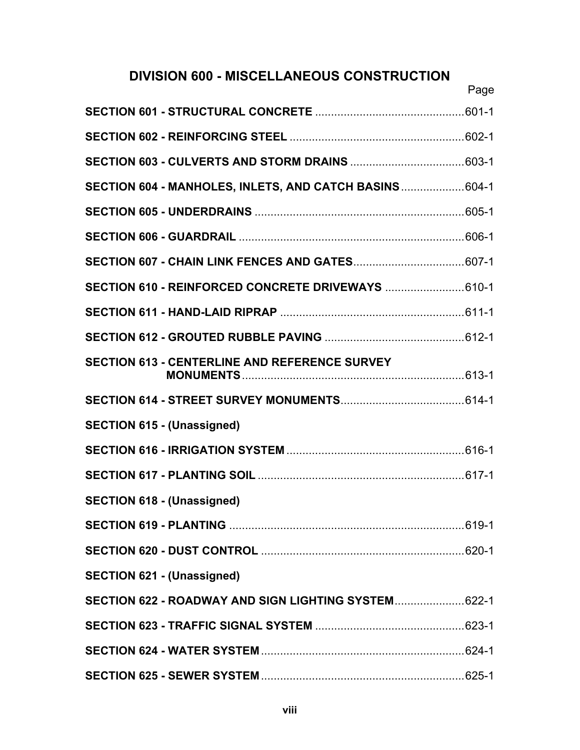## DIVISION 600 - MISCELLANEOUS CONSTRUCTION

| | Page |
|---|---|
| **SECTION 601 - STRUCTURAL CONCRETE** | 601-1 |
| **SECTION 602 - REINFORCING STEEL** | 602-1 |
| **SECTION 603 - CULVERTS AND STORM DRAINS** | 603-1 |
| **SECTION 604 - MANHOLES, INLETS, AND CATCH BASINS** | 604-1 |
| **SECTION 605 - UNDERDRAINS** | 605-1 |
| **SECTION 606 - GUARDRAIL** | 606-1 |
| **SECTION 607 - CHAIN LINK FENCES AND GATES** | 607-1 |
| **SECTION 610 - REINFORCED CONCRETE DRIVEWAYS** | 610-1 |
| **SECTION 611 - HAND-LAID RIPRAP** | 611-1 |
| **SECTION 612 - GROUTED RUBBLE PAVING** | 612-1 |
| **SECTION 613 - CENTERLINE AND REFERENCE SURVEY MONUMENTS** | 613-1 |
| **SECTION 614 - STREET SURVEY MONUMENTS** | 614-1 |
| **SECTION 615 - (Unassigned)** | |
| **SECTION 616 - IRRIGATION SYSTEM** | 616-1 |
| **SECTION 617 - PLANTING SOIL** | 617-1 |
| **SECTION 618 - (Unassigned)** | |
| **SECTION 619 - PLANTING** | 619-1 |
| **SECTION 620 - DUST CONTROL** | 620-1 |
| **SECTION 621 - (Unassigned)** | |
| **SECTION 622 - ROADWAY AND SIGN LIGHTING SYSTEM** | 622-1 |
| **SECTION 623 - TRAFFIC SIGNAL SYSTEM** | 623-1 |
| **SECTION 624 - WATER SYSTEM** | 624-1 |
| **SECTION 625 - SEWER SYSTEM** | 625-1 |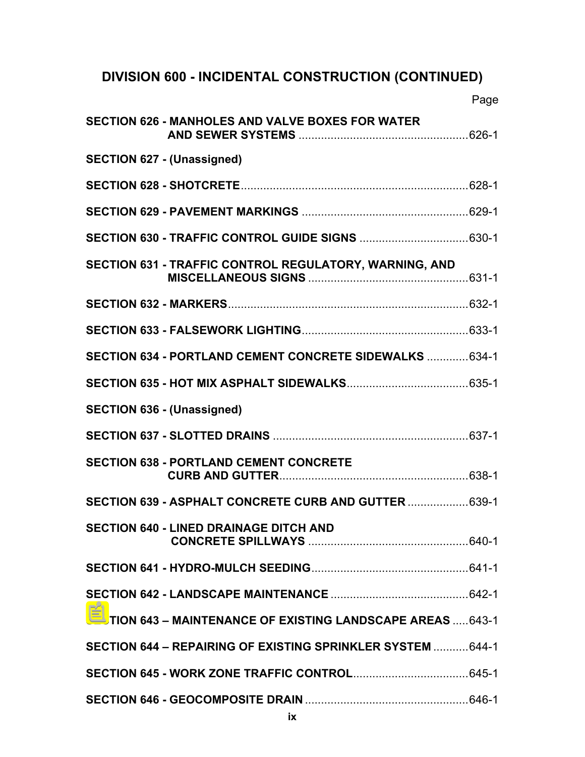## DIVISION 600 - INCIDENTAL CONSTRUCTION (CONTINUED)

Page

**SECTION 626 - MANHOLES AND VALVE BOXES FOR WATER AND SEWER SYSTEMS** ....................................................626-1

**SECTION 627 - (Unassigned)**

**SECTION 628 - SHOTCRETE**......................................................................628-1

**SECTION 629 - PAVEMENT MARKINGS** ...................................................629-1

**SECTION 630 - TRAFFIC CONTROL GUIDE SIGNS** .................................630-1

**SECTION 631 - TRAFFIC CONTROL REGULATORY, WARNING, AND MISCELLANEOUS SIGNS** ..................................................631-1

**SECTION 632 - MARKERS**..........................................................................632-1

**SECTION 633 - FALSEWORK LIGHTING**....................................................633-1

**SECTION 634 - PORTLAND CEMENT CONCRETE SIDEWALKS** .............634-1

**SECTION 635 - HOT MIX ASPHALT SIDEWALKS**......................................635-1

**SECTION 636 - (Unassigned)**

**SECTION 637 - SLOTTED DRAINS** .............................................................637-1

**SECTION 638 - PORTLAND CEMENT CONCRETE CURB AND GUTTER**...........................................................638-1

**SECTION 639 - ASPHALT CONCRETE CURB AND GUTTER** ...................639-1

**SECTION 640 - LINED DRAINAGE DITCH AND CONCRETE SPILLWAYS** ..................................................640-1

**SECTION 641 - HYDRO-MULCH SEEDING**.................................................641-1

**SECTION 642 - LANDSCAPE MAINTENANCE** ...........................................642-1

**SECTION 643 – MAINTENANCE OF EXISTING LANDSCAPE AREAS** .....643-1

**SECTION 644 – REPAIRING OF EXISTING SPRINKLER SYSTEM** ...........644-1

**SECTION 645 - WORK ZONE TRAFFIC CONTROL**....................................645-1

**SECTION 646 - GEOCOMPOSITE DRAIN** ...................................................646-1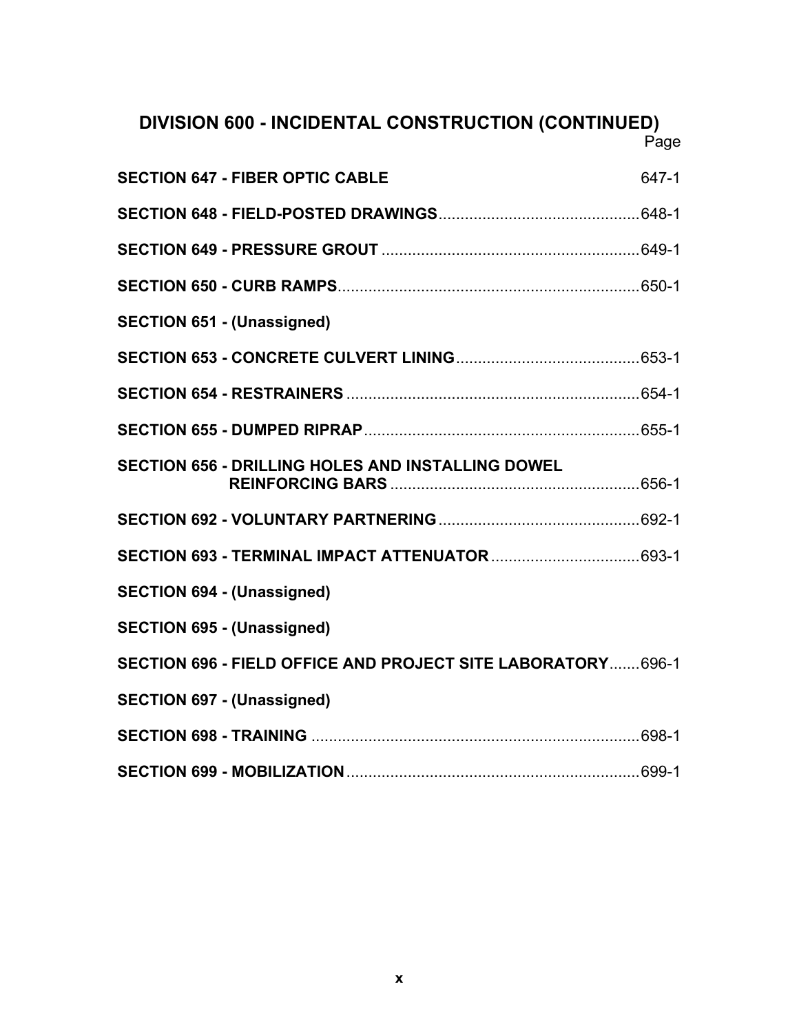## DIVISION 600 - INCIDENTAL CONSTRUCTION (CONTINUED)

| | Page |
|---|---|
| **SECTION 647 - FIBER OPTIC CABLE** | 647-1 |
| **SECTION 648 - FIELD-POSTED DRAWINGS** | 648-1 |
| **SECTION 649 - PRESSURE GROUT** | 649-1 |
| **SECTION 650 - CURB RAMPS** | 650-1 |
| **SECTION 651 - (Unassigned)** | |
| **SECTION 653 - CONCRETE CULVERT LINING** | 653-1 |
| **SECTION 654 - RESTRAINERS** | 654-1 |
| **SECTION 655 - DUMPED RIPRAP** | 655-1 |
| **SECTION 656 - DRILLING HOLES AND INSTALLING DOWEL REINFORCING BARS** | 656-1 |
| **SECTION 692 - VOLUNTARY PARTNERING** | 692-1 |
| **SECTION 693 - TERMINAL IMPACT ATTENUATOR** | 693-1 |
| **SECTION 694 - (Unassigned)** | |
| **SECTION 695 - (Unassigned)** | |
| **SECTION 696 - FIELD OFFICE AND PROJECT SITE LABORATORY** | 696-1 |
| **SECTION 697 - (Unassigned)** | |
| **SECTION 698 - TRAINING** | 698-1 |
| **SECTION 699 - MOBILIZATION** | 699-1 |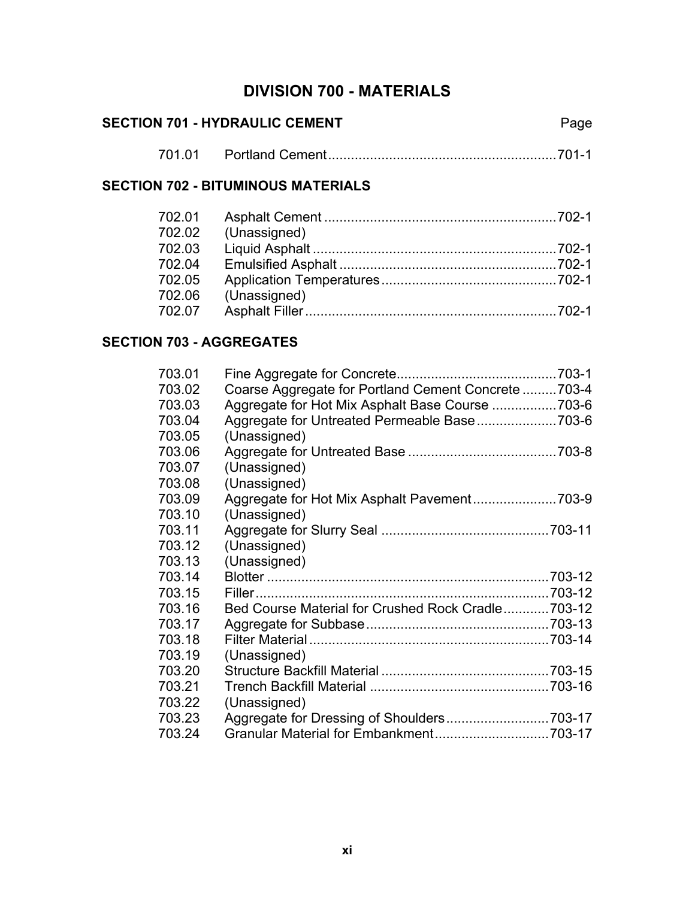# DIVISION 700 - MATERIALS

## SECTION 701 - HYDRAULIC CEMENT

| | | Page |
|---|---|---|
| 701.01 | Portland Cement | 701-1 |

## SECTION 702 - BITUMINOUS MATERIALS

| | | |
|---|---|---|
| 702.01 | Asphalt Cement | 702-1 |
| 702.02 | (Unassigned) | |
| 702.03 | Liquid Asphalt | 702-1 |
| 702.04 | Emulsified Asphalt | 702-1 |
| 702.05 | Application Temperatures | 702-1 |
| 702.06 | (Unassigned) | |
| 702.07 | Asphalt Filler | 702-1 |

## SECTION 703 - AGGREGATES

| | | |
|---|---|---|
| 703.01 | Fine Aggregate for Concrete | 703-1 |
| 703.02 | Coarse Aggregate for Portland Cement Concrete | 703-4 |
| 703.03 | Aggregate for Hot Mix Asphalt Base Course | 703-6 |
| 703.04 | Aggregate for Untreated Permeable Base | 703-6 |
| 703.05 | (Unassigned) | |
| 703.06 | Aggregate for Untreated Base | 703-8 |
| 703.07 | (Unassigned) | |
| 703.08 | (Unassigned) | |
| 703.09 | Aggregate for Hot Mix Asphalt Pavement | 703-9 |
| 703.10 | (Unassigned) | |
| 703.11 | Aggregate for Slurry Seal | 703-11 |
| 703.12 | (Unassigned) | |
| 703.13 | (Unassigned) | |
| 703.14 | Blotter | 703-12 |
| 703.15 | Filler | 703-12 |
| 703.16 | Bed Course Material for Crushed Rock Cradle | 703-12 |
| 703.17 | Aggregate for Subbase | 703-13 |
| 703.18 | Filter Material | 703-14 |
| 703.19 | (Unassigned) | |
| 703.20 | Structure Backfill Material | 703-15 |
| 703.21 | Trench Backfill Material | 703-16 |
| 703.22 | (Unassigned) | |
| 703.23 | Aggregate for Dressing of Shoulders | 703-17 |
| 703.24 | Granular Material for Embankment | 703-17 |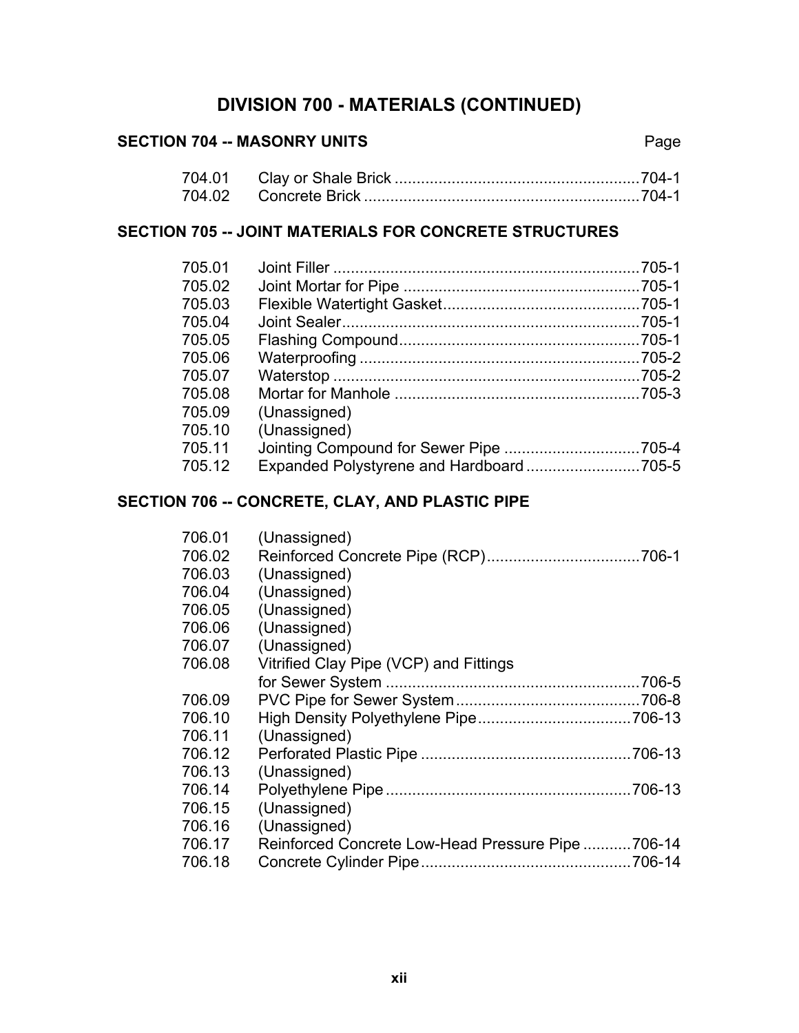# DIVISION 700 - MATERIALS (CONTINUED)

## SECTION 704 -- MASONRY UNITS

| | | Page |
|---|---|---|
| 704.01 | Clay or Shale Brick | 704-1 |
| 704.02 | Concrete Brick | 704-1 |

## SECTION 705 -- JOINT MATERIALS FOR CONCRETE STRUCTURES

| | | |
|---|---|---|
| 705.01 | Joint Filler | 705-1 |
| 705.02 | Joint Mortar for Pipe | 705-1 |
| 705.03 | Flexible Watertight Gasket | 705-1 |
| 705.04 | Joint Sealer | 705-1 |
| 705.05 | Flashing Compound | 705-1 |
| 705.06 | Waterproofing | 705-2 |
| 705.07 | Waterstop | 705-2 |
| 705.08 | Mortar for Manhole | 705-3 |
| 705.09 | (Unassigned) | |
| 705.10 | (Unassigned) | |
| 705.11 | Jointing Compound for Sewer Pipe | 705-4 |
| 705.12 | Expanded Polystyrene and Hardboard | 705-5 |

## SECTION 706 -- CONCRETE, CLAY, AND PLASTIC PIPE

| | | |
|---|---|---|
| 706.01 | (Unassigned) | |
| 706.02 | Reinforced Concrete Pipe (RCP) | 706-1 |
| 706.03 | (Unassigned) | |
| 706.04 | (Unassigned) | |
| 706.05 | (Unassigned) | |
| 706.06 | (Unassigned) | |
| 706.07 | (Unassigned) | |
| 706.08 | Vitrified Clay Pipe (VCP) and Fittings for Sewer System | 706-5 |
| 706.09 | PVC Pipe for Sewer System | 706-8 |
| 706.10 | High Density Polyethylene Pipe | 706-13 |
| 706.11 | (Unassigned) | |
| 706.12 | Perforated Plastic Pipe | 706-13 |
| 706.13 | (Unassigned) | |
| 706.14 | Polyethylene Pipe | 706-13 |
| 706.15 | (Unassigned) | |
| 706.16 | (Unassigned) | |
| 706.17 | Reinforced Concrete Low-Head Pressure Pipe | 706-14 |
| 706.18 | Concrete Cylinder Pipe | 706-14 |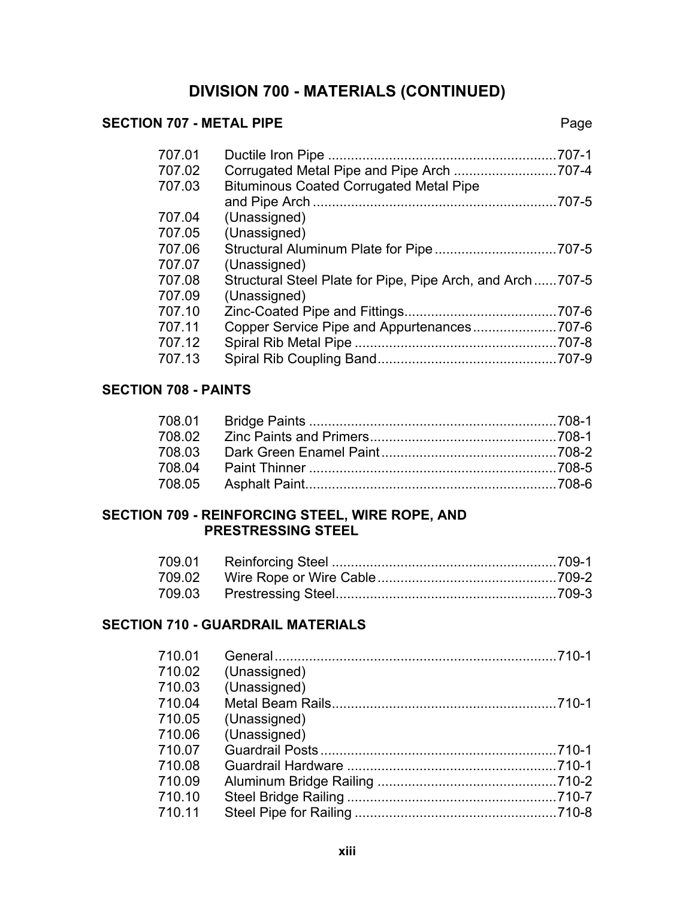# DIVISION 700 - MATERIALS (CONTINUED)

## SECTION 707 - METAL PIPE

| | | Page |
|---|---|---|
| 707.01 | Ductile Iron Pipe | 707-1 |
| 707.02 | Corrugated Metal Pipe and Pipe Arch | 707-4 |
| 707.03 | Bituminous Coated Corrugated Metal Pipe and Pipe Arch | 707-5 |
| 707.04 | (Unassigned) | |
| 707.05 | (Unassigned) | |
| 707.06 | Structural Aluminum Plate for Pipe | 707-5 |
| 707.07 | (Unassigned) | |
| 707.08 | Structural Steel Plate for Pipe, Pipe Arch, and Arch | 707-5 |
| 707.09 | (Unassigned) | |
| 707.10 | Zinc-Coated Pipe and Fittings | 707-6 |
| 707.11 | Copper Service Pipe and Appurtenances | 707-6 |
| 707.12 | Spiral Rib Metal Pipe | 707-8 |
| 707.13 | Spiral Rib Coupling Band | 707-9 |

## SECTION 708 - PAINTS

| | | |
|---|---|---|
| 708.01 | Bridge Paints | 708-1 |
| 708.02 | Zinc Paints and Primers | 708-1 |
| 708.03 | Dark Green Enamel Paint | 708-2 |
| 708.04 | Paint Thinner | 708-5 |
| 708.05 | Asphalt Paint | 708-6 |

## SECTION 709 - REINFORCING STEEL, WIRE ROPE, AND PRESTRESSING STEEL

| | | |
|---|---|---|
| 709.01 | Reinforcing Steel | 709-1 |
| 709.02 | Wire Rope or Wire Cable | 709-2 |
| 709.03 | Prestressing Steel | 709-3 |

## SECTION 710 - GUARDRAIL MATERIALS

| | | |
|---|---|---|
| 710.01 | General | 710-1 |
| 710.02 | (Unassigned) | |
| 710.03 | (Unassigned) | |
| 710.04 | Metal Beam Rails | 710-1 |
| 710.05 | (Unassigned) | |
| 710.06 | (Unassigned) | |
| 710.07 | Guardrail Posts | 710-1 |
| 710.08 | Guardrail Hardware | 710-1 |
| 710.09 | Aluminum Bridge Railing | 710-2 |
| 710.10 | Steel Bridge Railing | 710-7 |
| 710.11 | Steel Pipe for Railing | 710-8 |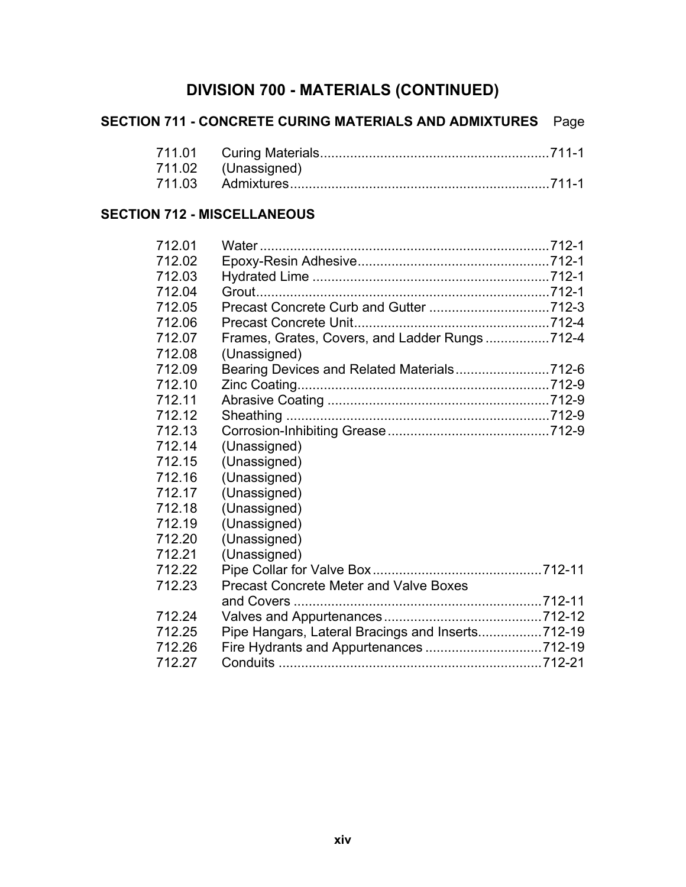# DIVISION 700 - MATERIALS (CONTINUED)

## SECTION 711 - CONCRETE CURING MATERIALS AND ADMIXTURES

| | | Page |
|---|---|---|
| 711.01 | Curing Materials | 711-1 |
| 711.02 | (Unassigned) | |
| 711.03 | Admixtures | 711-1 |

## SECTION 712 - MISCELLANEOUS

| | | |
|---|---|---|
| 712.01 | Water | 712-1 |
| 712.02 | Epoxy-Resin Adhesive | 712-1 |
| 712.03 | Hydrated Lime | 712-1 |
| 712.04 | Grout | 712-1 |
| 712.05 | Precast Concrete Curb and Gutter | 712-3 |
| 712.06 | Precast Concrete Unit | 712-4 |
| 712.07 | Frames, Grates, Covers, and Ladder Rungs | 712-4 |
| 712.08 | (Unassigned) | |
| 712.09 | Bearing Devices and Related Materials | 712-6 |
| 712.10 | Zinc Coating | 712-9 |
| 712.11 | Abrasive Coating | 712-9 |
| 712.12 | Sheathing | 712-9 |
| 712.13 | Corrosion-Inhibiting Grease | 712-9 |
| 712.14 | (Unassigned) | |
| 712.15 | (Unassigned) | |
| 712.16 | (Unassigned) | |
| 712.17 | (Unassigned) | |
| 712.18 | (Unassigned) | |
| 712.19 | (Unassigned) | |
| 712.20 | (Unassigned) | |
| 712.21 | (Unassigned) | |
| 712.22 | Pipe Collar for Valve Box | 712-11 |
| 712.23 | Precast Concrete Meter and Valve Boxes and Covers | 712-11 |
| 712.24 | Valves and Appurtenances | 712-12 |
| 712.25 | Pipe Hangars, Lateral Bracings and Inserts | 712-19 |
| 712.26 | Fire Hydrants and Appurtenances | 712-19 |
| 712.27 | Conduits | 712-21 |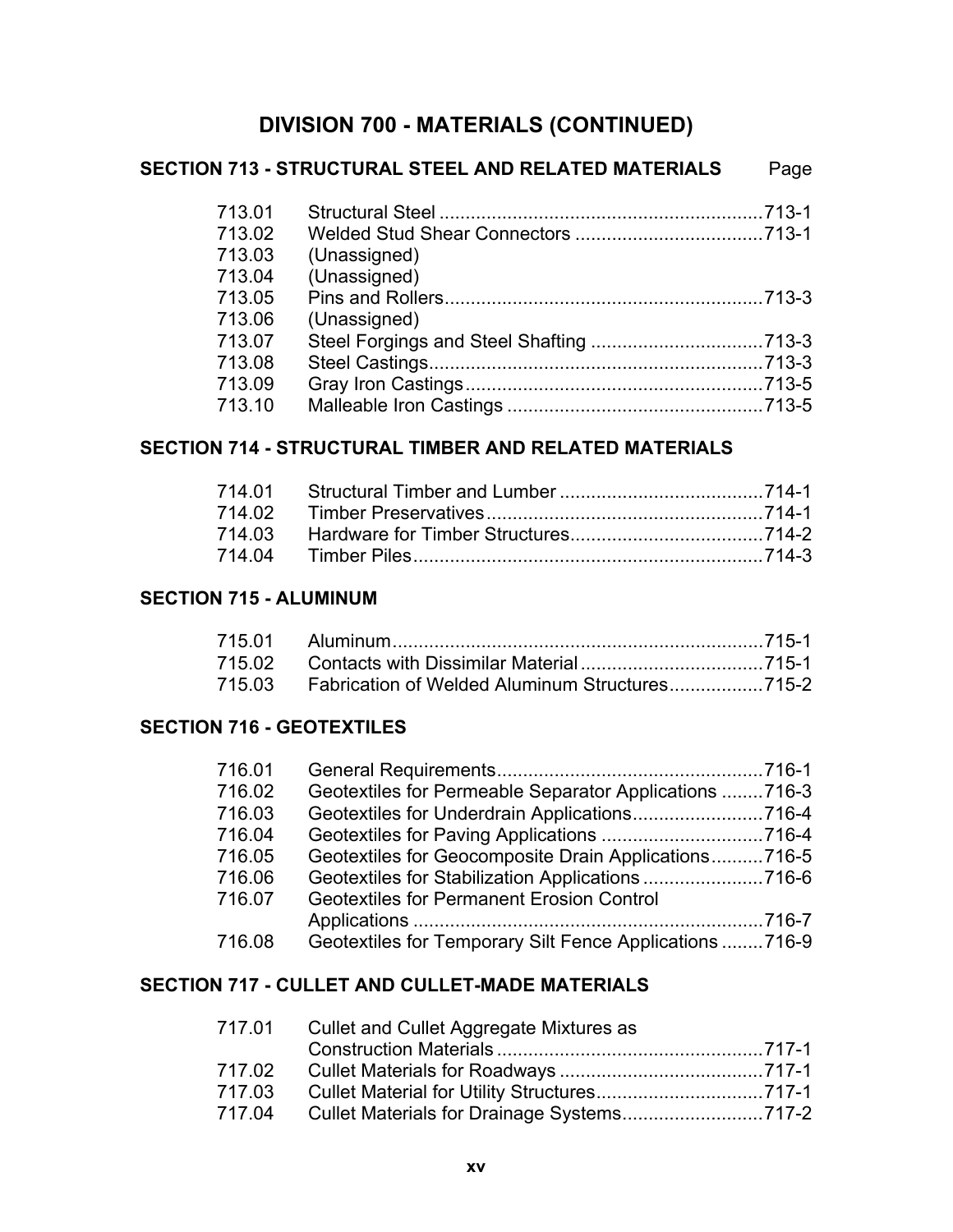# DIVISION 700 - MATERIALS (CONTINUED)

## SECTION 713 - STRUCTURAL STEEL AND RELATED MATERIALS

| Section | Title | Page |
|---|---|---|
| 713.01 | Structural Steel | 713-1 |
| 713.02 | Welded Stud Shear Connectors | 713-1 |
| 713.03 | (Unassigned) | |
| 713.04 | (Unassigned) | |
| 713.05 | Pins and Rollers | 713-3 |
| 713.06 | (Unassigned) | |
| 713.07 | Steel Forgings and Steel Shafting | 713-3 |
| 713.08 | Steel Castings | 713-3 |
| 713.09 | Gray Iron Castings | 713-5 |
| 713.10 | Malleable Iron Castings | 713-5 |

## SECTION 714 - STRUCTURAL TIMBER AND RELATED MATERIALS

| Section | Title | Page |
|---|---|---|
| 714.01 | Structural Timber and Lumber | 714-1 |
| 714.02 | Timber Preservatives | 714-1 |
| 714.03 | Hardware for Timber Structures | 714-2 |
| 714.04 | Timber Piles | 714-3 |

## SECTION 715 - ALUMINUM

| Section | Title | Page |
|---|---|---|
| 715.01 | Aluminum | 715-1 |
| 715.02 | Contacts with Dissimilar Material | 715-1 |
| 715.03 | Fabrication of Welded Aluminum Structures | 715-2 |

## SECTION 716 - GEOTEXTILES

| Section | Title | Page |
|---|---|---|
| 716.01 | General Requirements | 716-1 |
| 716.02 | Geotextiles for Permeable Separator Applications | 716-3 |
| 716.03 | Geotextiles for Underdrain Applications | 716-4 |
| 716.04 | Geotextiles for Paving Applications | 716-4 |
| 716.05 | Geotextiles for Geocomposite Drain Applications | 716-5 |
| 716.06 | Geotextiles for Stabilization Applications | 716-6 |
| 716.07 | Geotextiles for Permanent Erosion Control Applications | 716-7 |
| 716.08 | Geotextiles for Temporary Silt Fence Applications | 716-9 |

## SECTION 717 - CULLET AND CULLET-MADE MATERIALS

| Section | Title | Page |
|---|---|---|
| 717.01 | Cullet and Cullet Aggregate Mixtures as Construction Materials | 717-1 |
| 717.02 | Cullet Materials for Roadways | 717-1 |
| 717.03 | Cullet Material for Utility Structures | 717-1 |
| 717.04 | Cullet Materials for Drainage Systems | 717-2 |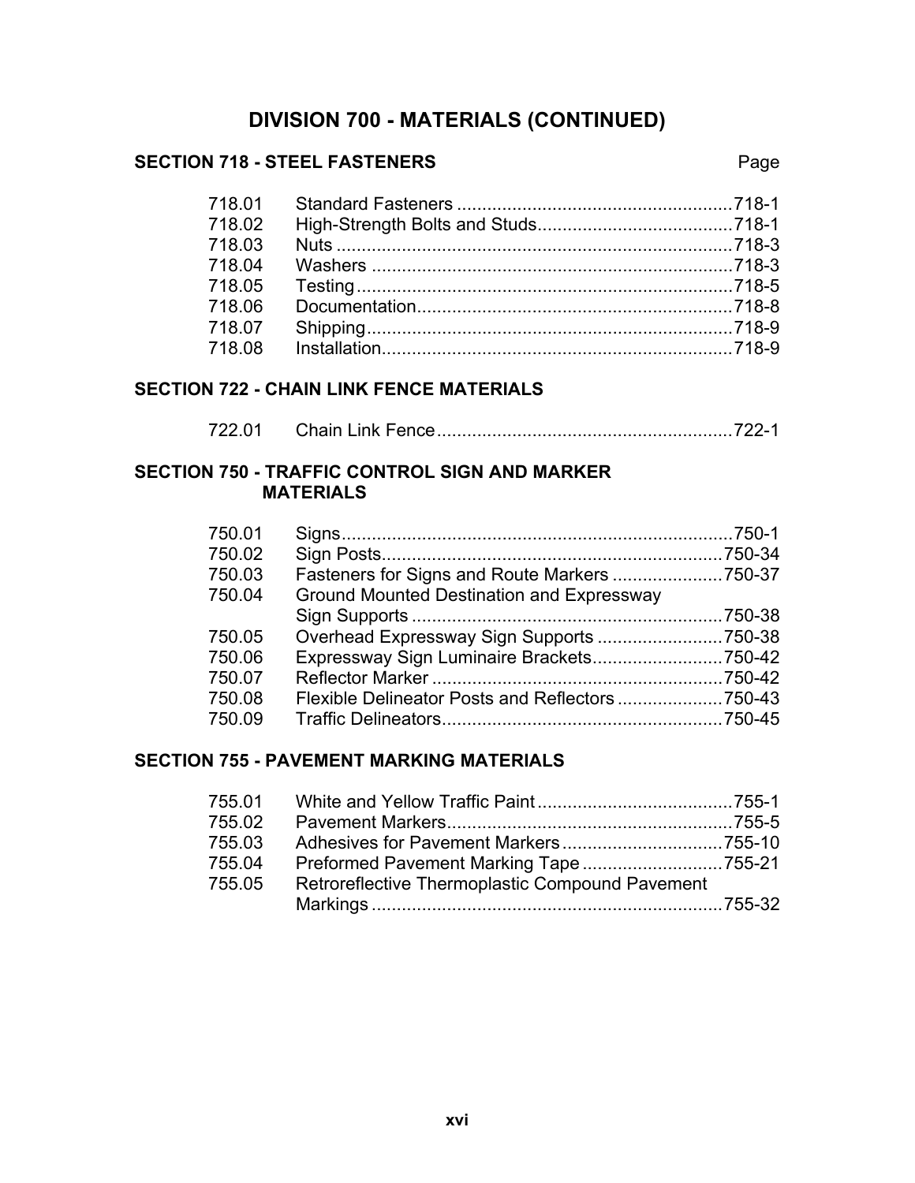# DIVISION 700 - MATERIALS (CONTINUED)

## SECTION 718 - STEEL FASTENERS

| | | Page |
|---|---|---|
| 718.01 | Standard Fasteners | 718-1 |
| 718.02 | High-Strength Bolts and Studs | 718-1 |
| 718.03 | Nuts | 718-3 |
| 718.04 | Washers | 718-3 |
| 718.05 | Testing | 718-5 |
| 718.06 | Documentation | 718-8 |
| 718.07 | Shipping | 718-9 |
| 718.08 | Installation | 718-9 |

## SECTION 722 - CHAIN LINK FENCE MATERIALS

| | | |
|---|---|---|
| 722.01 | Chain Link Fence | 722-1 |

## SECTION 750 - TRAFFIC CONTROL SIGN AND MARKER MATERIALS

| | | |
|---|---|---|
| 750.01 | Signs | 750-1 |
| 750.02 | Sign Posts | 750-34 |
| 750.03 | Fasteners for Signs and Route Markers | 750-37 |
| 750.04 | Ground Mounted Destination and Expressway Sign Supports | 750-38 |
| 750.05 | Overhead Expressway Sign Supports | 750-38 |
| 750.06 | Expressway Sign Luminaire Brackets | 750-42 |
| 750.07 | Reflector Marker | 750-42 |
| 750.08 | Flexible Delineator Posts and Reflectors | 750-43 |
| 750.09 | Traffic Delineators | 750-45 |

## SECTION 755 - PAVEMENT MARKING MATERIALS

| | | |
|---|---|---|
| 755.01 | White and Yellow Traffic Paint | 755-1 |
| 755.02 | Pavement Markers | 755-5 |
| 755.03 | Adhesives for Pavement Markers | 755-10 |
| 755.04 | Preformed Pavement Marking Tape | 755-21 |
| 755.05 | Retroreflective Thermoplastic Compound Pavement Markings | 755-32 |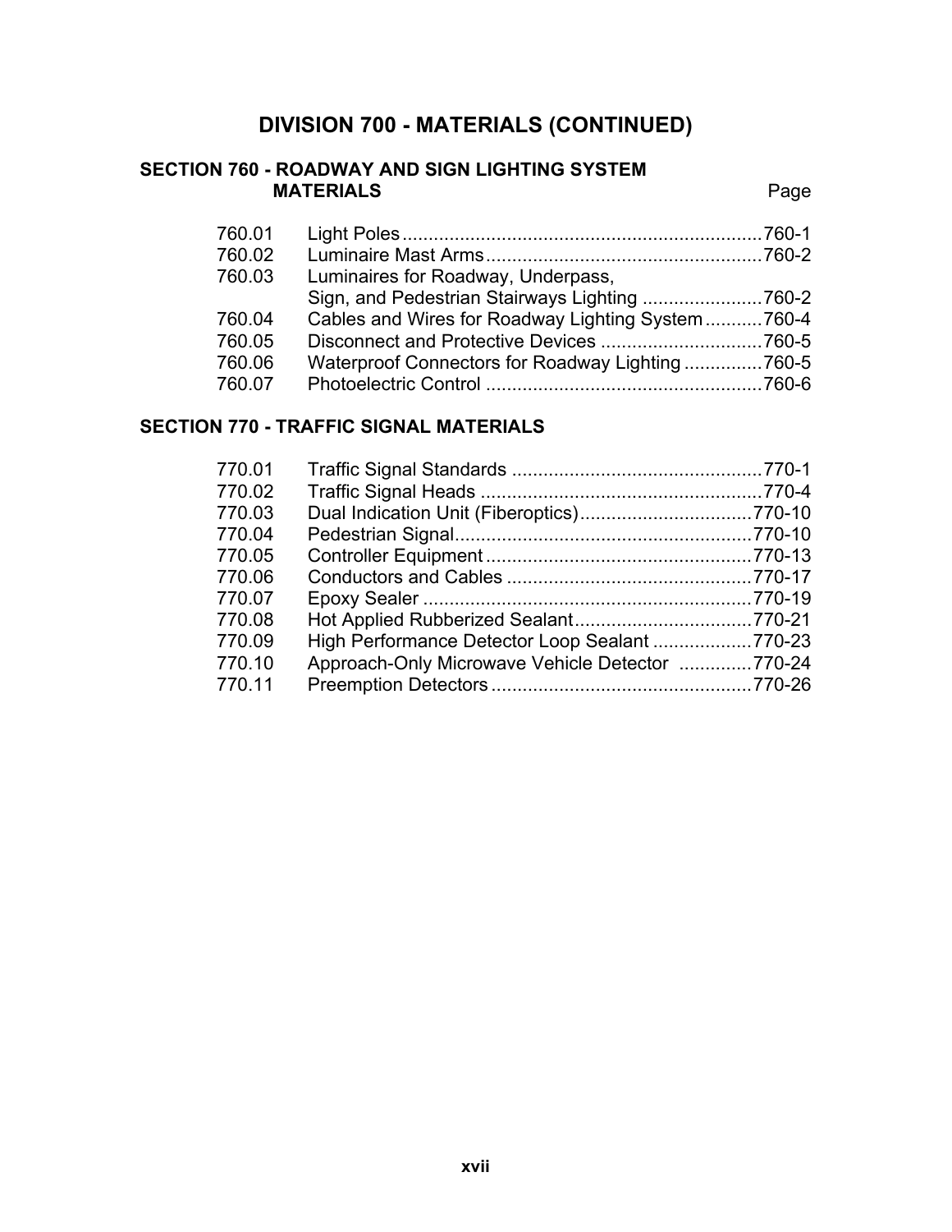# DIVISION 700 - MATERIALS (CONTINUED)

## SECTION 760 - ROADWAY AND SIGN LIGHTING SYSTEM MATERIALS

| | | Page |
|---|---|---|
| 760.01 | Light Poles | 760-1 |
| 760.02 | Luminaire Mast Arms | 760-2 |
| 760.03 | Luminaires for Roadway, Underpass, Sign, and Pedestrian Stairways Lighting | 760-2 |
| 760.04 | Cables and Wires for Roadway Lighting System | 760-4 |
| 760.05 | Disconnect and Protective Devices | 760-5 |
| 760.06 | Waterproof Connectors for Roadway Lighting | 760-5 |
| 760.07 | Photoelectric Control | 760-6 |

## SECTION 770 - TRAFFIC SIGNAL MATERIALS

| | | Page |
|---|---|---|
| 770.01 | Traffic Signal Standards | 770-1 |
| 770.02 | Traffic Signal Heads | 770-4 |
| 770.03 | Dual Indication Unit (Fiberoptics) | 770-10 |
| 770.04 | Pedestrian Signal | 770-10 |
| 770.05 | Controller Equipment | 770-13 |
| 770.06 | Conductors and Cables | 770-17 |
| 770.07 | Epoxy Sealer | 770-19 |
| 770.08 | Hot Applied Rubberized Sealant | 770-21 |
| 770.09 | High Performance Detector Loop Sealant | 770-23 |
| 770.10 | Approach-Only Microwave Vehicle Detector | 770-24 |
| 770.11 | Preemption Detectors | 770-26 |